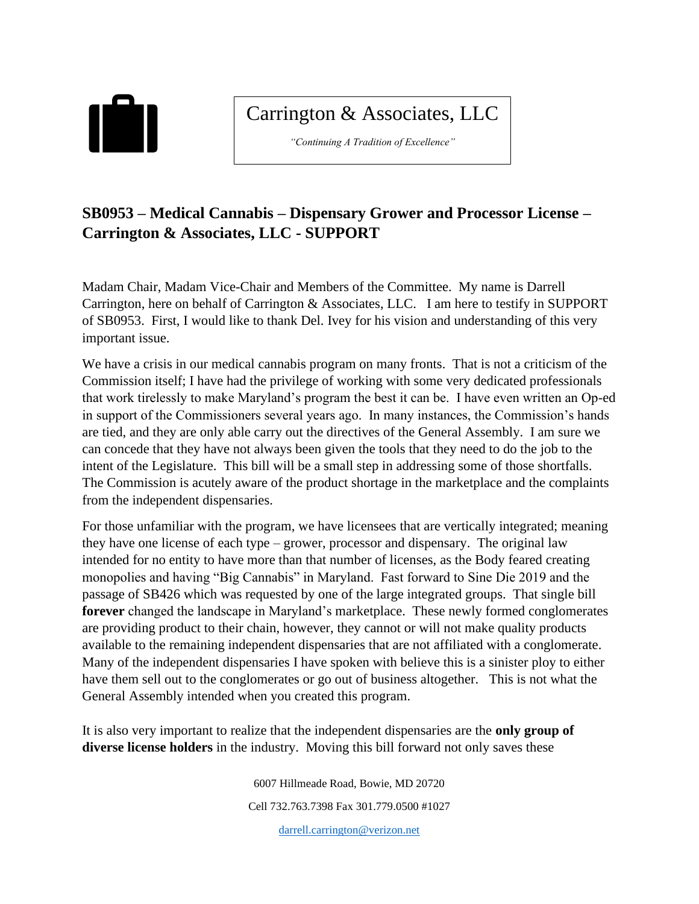Carrington & Associates, LLC

*"Continuing A Tradition of Excellence"*

## SB0953 – Medical Cannabis – Dispensary Grower and Processor License – Carrington & Associates, LLC - SUPPORT

Madam Chair, Madam Vice-Chair and Members of the Committee. My name is Darrell Carrington, here on behalf of Carrington & Associates, LLC. I am here to testify in SUPPORT of SB0953. First, I would like to thank Del. Ivey for his vision and understanding of this very important issue.

We have a crisis in our medical cannabis program on many fronts. That is not a criticism of the Commission itself; I have had the privilege of working with some very dedicated professionals that work tirelessly to make Maryland's program the best it can be. I have even written an Op-ed in support of the Commissioners several years ago. In many instances, the Commission's hands are tied, and they are only able carry out the directives of the General Assembly. I am sure we can concede that they have not always been given the tools that they need to do the job to the intent of the Legislature. This bill will be a small step in addressing some of those shortfalls. The Commission is acutely aware of the product shortage in the marketplace and the complaints from the independent dispensaries.

For those unfamiliar with the program, we have licensees that are vertically integrated; meaning they have one license of each type – grower, processor and dispensary. The original law intended for no entity to have more than that number of licenses, as the Body feared creating monopolies and having "Big Cannabis" in Maryland. Fast forward to Sine Die 2019 and the passage of SB426 which was requested by one of the large integrated groups. That single bill **forever** changed the landscape in Maryland's marketplace. These newly formed conglomerates are providing product to their chain, however, they cannot or will not make quality products available to the remaining independent dispensaries that are not affiliated with a conglomerate. Many of the independent dispensaries I have spoken with believe this is a sinister ploy to either have them sell out to the conglomerates or go out of business altogether. This is not what the General Assembly intended when you created this program.

It is also very important to realize that the independent dispensaries are the **only group of diverse license holders** in the industry. Moving this bill forward not only saves these

6007 Hillmeade Road, Bowie, MD 20720

Cell 732.763.7398 Fax 301.779.0500 #1027

darrell.carrington@verizon.net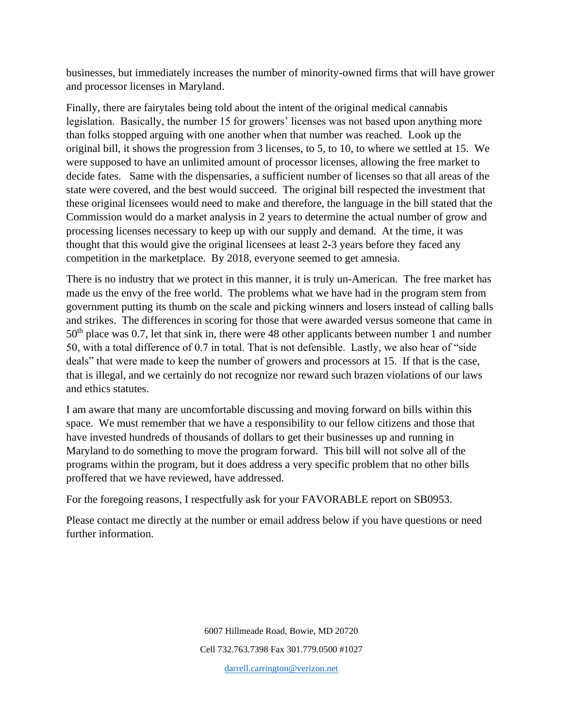businesses, but immediately increases the number of minority-owned firms that will have grower and processor licenses in Maryland.

Finally, there are fairytales being told about the intent of the original medical cannabis legislation. Basically, the number 15 for growers' licenses was not based upon anything more than folks stopped arguing with one another when that number was reached. Look up the original bill, it shows the progression from 3 licenses, to 5, to 10, to where we settled at 15. We were supposed to have an unlimited amount of processor licenses, allowing the free market to decide fates. Same with the dispensaries, a sufficient number of licenses so that all areas of the state were covered, and the best would succeed. The original bill respected the investment that these original licensees would need to make and therefore, the language in the bill stated that the Commission would do a market analysis in 2 years to determine the actual number of grow and processing licenses necessary to keep up with our supply and demand. At the time, it was thought that this would give the original licensees at least 2-3 years before they faced any competition in the marketplace. By 2018, everyone seemed to get amnesia.

There is no industry that we protect in this manner, it is truly un-American. The free market has made us the envy of the free world. The problems what we have had in the program stem from government putting its thumb on the scale and picking winners and losers instead of calling balls and strikes. The differences in scoring for those that were awarded versus someone that came in 50th place was 0.7, let that sink in, there were 48 other applicants between number 1 and number 50, with a total difference of 0.7 in total. That is not defensible. Lastly, we also hear of "side deals" that were made to keep the number of growers and processors at 15. If that is the case, that is illegal, and we certainly do not recognize nor reward such brazen violations of our laws and ethics statutes.

I am aware that many are uncomfortable discussing and moving forward on bills within this space. We must remember that we have a responsibility to our fellow citizens and those that have invested hundreds of thousands of dollars to get their businesses up and running in Maryland to do something to move the program forward. This bill will not solve all of the programs within the program, but it does address a very specific problem that no other bills proffered that we have reviewed, have addressed.

For the foregoing reasons, I respectfully ask for your FAVORABLE report on SB0953.

Please contact me directly at the number or email address below if you have questions or need further information.

6007 Hillmeade Road, Bowie, MD 20720

Cell 732.763.7398 Fax 301.779.0500 #1027

darrell.carrington@verizon.net